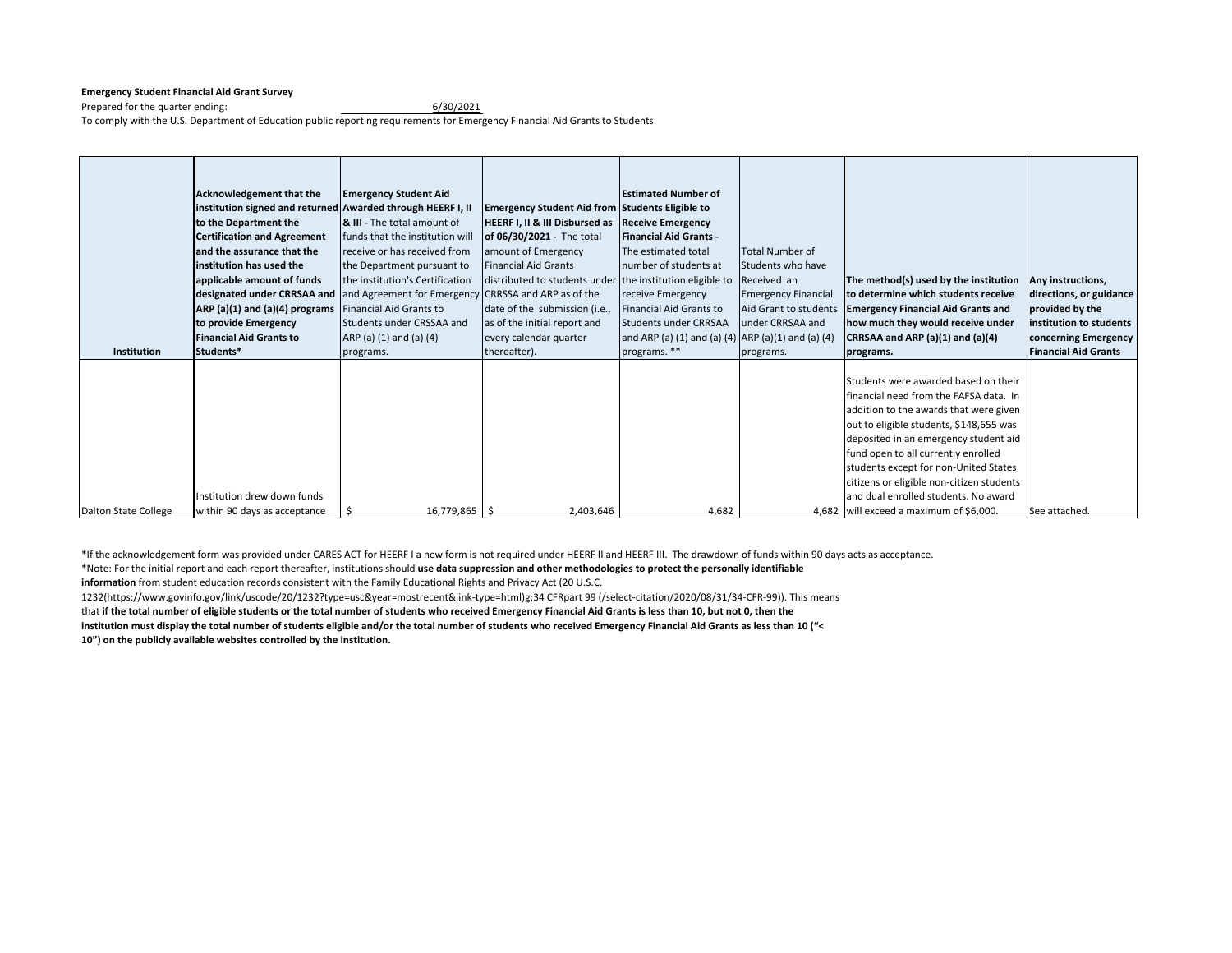**Emergency Student Financial Aid Grant Survey**

Prepared for the quarter ending: 6/30/2021

To comply with the U.S. Department of Education public reporting requirements for Emergency Financial Aid Grants to Students.

| Institution | Acknowledgement that the institution signed and returned to the Department the Certification and Agreement and the assurance that the institution has used the applicable amount of funds designated under CRRSAA and ARP (a)(1) and (a)(4) programs to provide Emergency Financial Aid Grants to Students* | **Emergency Student Aid Awarded through HEERF I, II & III -** The total amount of funds that the institution will receive or has received from the Department pursuant to the institution's Certification and Agreement for Emergency Financial Aid Grants to Students under CRSSAA and ARP (a) (1) and (a) (4) programs. | **Emergency Student Aid from HEERF I, II & III Disbursed as of 06/30/2021 -** The total amount of Emergency Financial Aid Grants distributed to students under CRRSSA and ARP as of the date of the submission (i.e., as of the initial report and every calendar quarter thereafter). | **Estimated Number of Students Eligible to Receive Emergency Financial Aid Grants -** The estimated total number of students at the institution eligible to receive Emergency Financial Aid Grants to Students under CRRSAA and ARP (a) (1) and (a) (4) programs. ** | Total Number of Students who have Received an Emergency Financial Aid Grant to students under CRRSAA and ARP (a)(1) and (a) (4) programs. | The method(s) used by the institution to determine which students receive Emergency Financial Aid Grants and how much they would receive under CRRSAA and ARP (a)(1) and (a)(4) programs. | Any instructions, directions, or guidance provided by the institution to students concerning Emergency Financial Aid Grants |
|---|---|---|---|---|---|---|---|
| Dalton State College | Institution drew down funds within 90 days as acceptance | $ 16,779,865 | $ 2,403,646 | 4,682 | 4,682 | Students were awarded based on their financial need from the FAFSA data. In addition to the awards that were given out to eligible students, $148,655 was deposited in an emergency student aid fund open to all currently enrolled students except for non-United States citizens or eligible non-citizen students and dual enrolled students. No award will exceed a maximum of $6,000. | See attached. |

*If the acknowledgement form was provided under CARES ACT for HEERF I a new form is not required under HEERF II and HEERF III. The drawdown of funds within 90 days acts as acceptance.

*Note: For the initial report and each report thereafter, institutions should **use data suppression and other methodologies to protect the personally identifiable information** from student education records consistent with the Family Educational Rights and Privacy Act (20 U.S.C. 1232(https://www.govinfo.gov/link/uscode/20/1232?type=usc&year=mostrecent&link-type=html)g;34 CFRpart 99 (/select-citation/2020/08/31/34-CFR-99)). This means that **if the total number of eligible students or the total number of students who received Emergency Financial Aid Grants is less than 10, but not 0, then the institution must display the total number of students eligible and/or the total number of students who received Emergency Financial Aid Grants as less than 10 ("< 10") on the publicly available websites controlled by the institution.**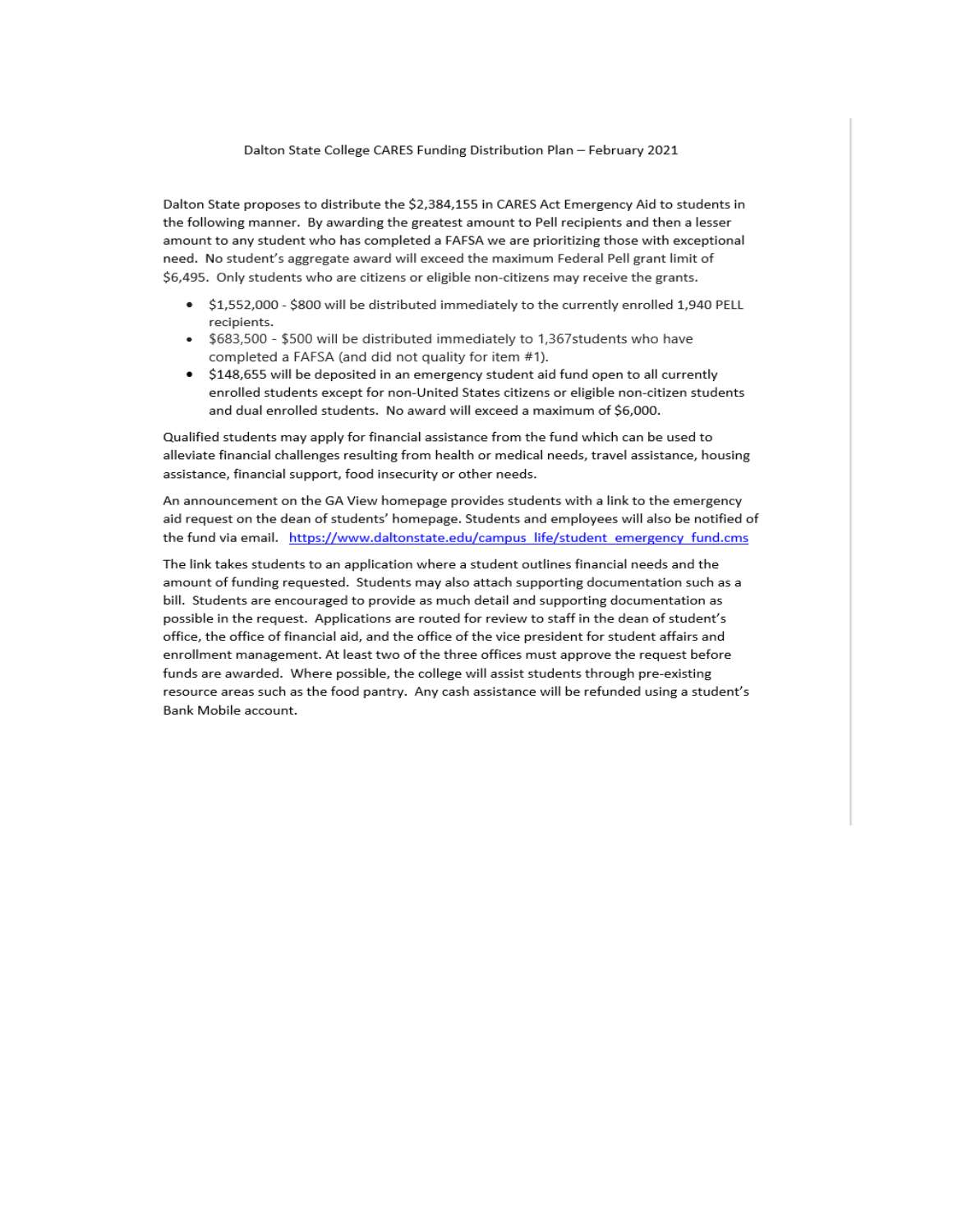Dalton State College CARES Funding Distribution Plan – February 2021

Dalton State proposes to distribute the $2,384,155 in CARES Act Emergency Aid to students in the following manner. By awarding the greatest amount to Pell recipients and then a lesser amount to any student who has completed a FAFSA we are prioritizing those with exceptional need. No student's aggregate award will exceed the maximum Federal Pell grant limit of $6,495. Only students who are citizens or eligible non-citizens may receive the grants.

- $1,552,000 - $800 will be distributed immediately to the currently enrolled 1,940 PELL recipients.
- $683,500 - $500 will be distributed immediately to 1,367students who have completed a FAFSA (and did not quality for item #1).
- $148,655 will be deposited in an emergency student aid fund open to all currently enrolled students except for non-United States citizens or eligible non-citizen students and dual enrolled students. No award will exceed a maximum of $6,000.

Qualified students may apply for financial assistance from the fund which can be used to alleviate financial challenges resulting from health or medical needs, travel assistance, housing assistance, financial support, food insecurity or other needs.

An announcement on the GA View homepage provides students with a link to the emergency aid request on the dean of students' homepage. Students and employees will also be notified of the fund via email. https://www.daltonstate.edu/campus_life/student_emergency_fund.cms

The link takes students to an application where a student outlines financial needs and the amount of funding requested. Students may also attach supporting documentation such as a bill. Students are encouraged to provide as much detail and supporting documentation as possible in the request. Applications are routed for review to staff in the dean of student's office, the office of financial aid, and the office of the vice president for student affairs and enrollment management. At least two of the three offices must approve the request before funds are awarded. Where possible, the college will assist students through pre-existing resource areas such as the food pantry. Any cash assistance will be refunded using a student's Bank Mobile account.